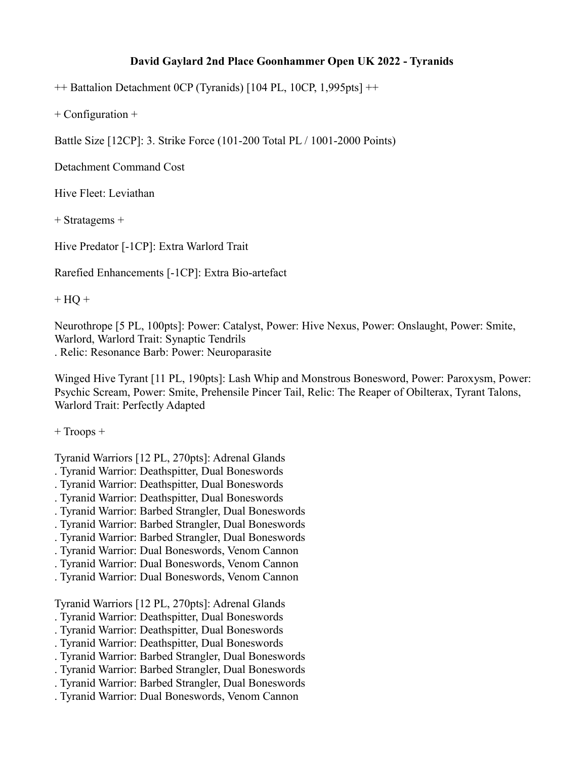# David Gaylard 2nd Place Goonhammer Open UK 2022 - Tyranids

++ Battalion Detachment 0CP (Tyranids) [104 PL, 10CP, 1,995pts] ++

+ Configuration +

Battle Size [12CP]: 3. Strike Force (101-200 Total PL / 1001-2000 Points)

Detachment Command Cost

Hive Fleet: Leviathan

+ Stratagems +

Hive Predator [-1CP]: Extra Warlord Trait

Rarefied Enhancements [-1CP]: Extra Bio-artefact

+ HQ +

Neurothrope [5 PL, 100pts]: Power: Catalyst, Power: Hive Nexus, Power: Onslaught, Power: Smite, Warlord, Warlord Trait: Synaptic Tendrils
. Relic: Resonance Barb: Power: Neuroparasite

Winged Hive Tyrant [11 PL, 190pts]: Lash Whip and Monstrous Bonesword, Power: Paroxysm, Power: Psychic Scream, Power: Smite, Prehensile Pincer Tail, Relic: The Reaper of Obilterax, Tyrant Talons, Warlord Trait: Perfectly Adapted

+ Troops +

Tyranid Warriors [12 PL, 270pts]: Adrenal Glands
. Tyranid Warrior: Deathspitter, Dual Boneswords
. Tyranid Warrior: Deathspitter, Dual Boneswords
. Tyranid Warrior: Deathspitter, Dual Boneswords
. Tyranid Warrior: Barbed Strangler, Dual Boneswords
. Tyranid Warrior: Barbed Strangler, Dual Boneswords
. Tyranid Warrior: Barbed Strangler, Dual Boneswords
. Tyranid Warrior: Dual Boneswords, Venom Cannon
. Tyranid Warrior: Dual Boneswords, Venom Cannon
. Tyranid Warrior: Dual Boneswords, Venom Cannon

Tyranid Warriors [12 PL, 270pts]: Adrenal Glands
. Tyranid Warrior: Deathspitter, Dual Boneswords
. Tyranid Warrior: Deathspitter, Dual Boneswords
. Tyranid Warrior: Deathspitter, Dual Boneswords
. Tyranid Warrior: Barbed Strangler, Dual Boneswords
. Tyranid Warrior: Barbed Strangler, Dual Boneswords
. Tyranid Warrior: Barbed Strangler, Dual Boneswords
. Tyranid Warrior: Dual Boneswords, Venom Cannon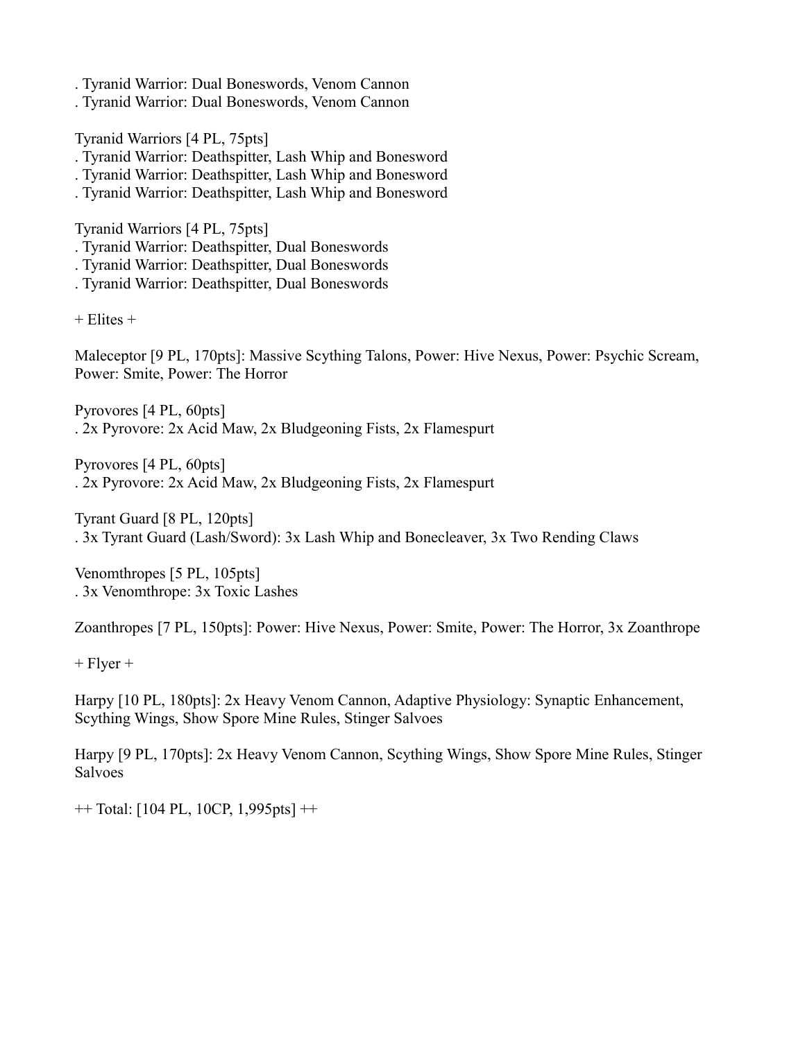. Tyranid Warrior: Dual Boneswords, Venom Cannon
. Tyranid Warrior: Dual Boneswords, Venom Cannon

Tyranid Warriors [4 PL, 75pts]
. Tyranid Warrior: Deathspitter, Lash Whip and Bonesword
. Tyranid Warrior: Deathspitter, Lash Whip and Bonesword
. Tyranid Warrior: Deathspitter, Lash Whip and Bonesword

Tyranid Warriors [4 PL, 75pts]
. Tyranid Warrior: Deathspitter, Dual Boneswords
. Tyranid Warrior: Deathspitter, Dual Boneswords
. Tyranid Warrior: Deathspitter, Dual Boneswords

+ Elites +

Maleceptor [9 PL, 170pts]: Massive Scything Talons, Power: Hive Nexus, Power: Psychic Scream, Power: Smite, Power: The Horror

Pyrovores [4 PL, 60pts]
. 2x Pyrovore: 2x Acid Maw, 2x Bludgeoning Fists, 2x Flamespurt

Pyrovores [4 PL, 60pts]
. 2x Pyrovore: 2x Acid Maw, 2x Bludgeoning Fists, 2x Flamespurt

Tyrant Guard [8 PL, 120pts]
. 3x Tyrant Guard (Lash/Sword): 3x Lash Whip and Bonecleaver, 3x Two Rending Claws

Venomthropes [5 PL, 105pts]
. 3x Venomthrope: 3x Toxic Lashes

Zoanthropes [7 PL, 150pts]: Power: Hive Nexus, Power: Smite, Power: The Horror, 3x Zoanthrope

+ Flyer +

Harpy [10 PL, 180pts]: 2x Heavy Venom Cannon, Adaptive Physiology: Synaptic Enhancement, Scything Wings, Show Spore Mine Rules, Stinger Salvoes

Harpy [9 PL, 170pts]: 2x Heavy Venom Cannon, Scything Wings, Show Spore Mine Rules, Stinger Salvoes

++ Total: [104 PL, 10CP, 1,995pts] ++